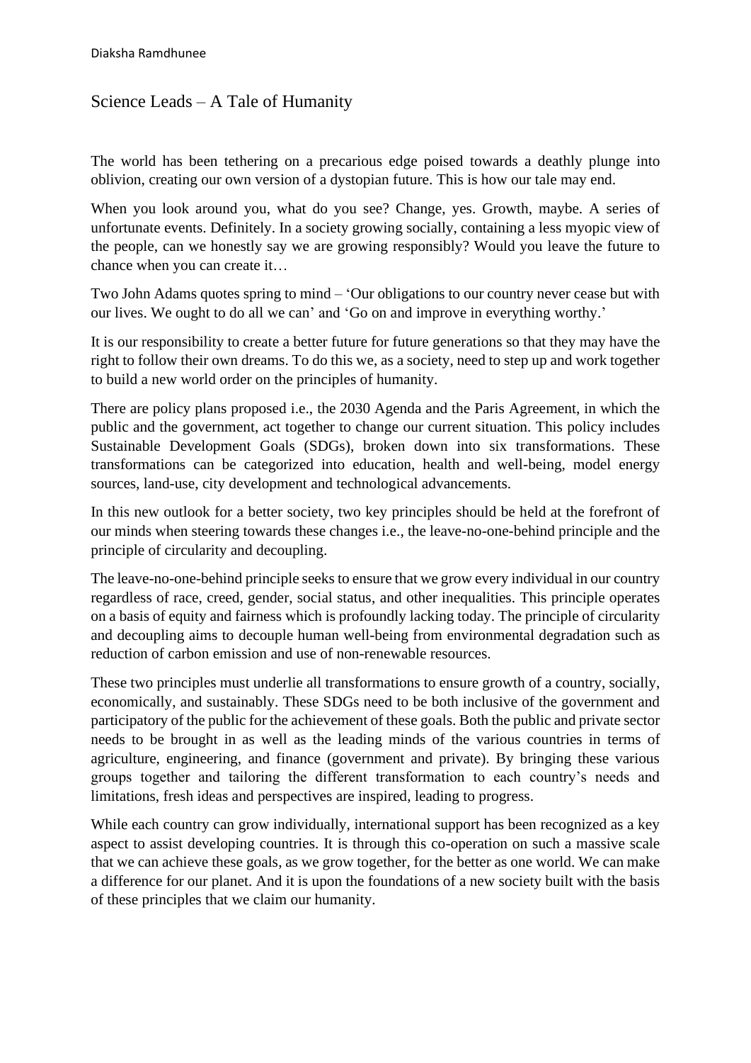Diaksha Ramdhunee

# Science Leads – A Tale of Humanity

The world has been tethering on a precarious edge poised towards a deathly plunge into oblivion, creating our own version of a dystopian future. This is how our tale may end.

When you look around you, what do you see? Change, yes. Growth, maybe. A series of unfortunate events. Definitely. In a society growing socially, containing a less myopic view of the people, can we honestly say we are growing responsibly? Would you leave the future to chance when you can create it…

Two John Adams quotes spring to mind – 'Our obligations to our country never cease but with our lives. We ought to do all we can' and 'Go on and improve in everything worthy.'

It is our responsibility to create a better future for future generations so that they may have the right to follow their own dreams. To do this we, as a society, need to step up and work together to build a new world order on the principles of humanity.

There are policy plans proposed i.e., the 2030 Agenda and the Paris Agreement, in which the public and the government, act together to change our current situation. This policy includes Sustainable Development Goals (SDGs), broken down into six transformations. These transformations can be categorized into education, health and well-being, model energy sources, land-use, city development and technological advancements.

In this new outlook for a better society, two key principles should be held at the forefront of our minds when steering towards these changes i.e., the leave-no-one-behind principle and the principle of circularity and decoupling.

The leave-no-one-behind principle seeks to ensure that we grow every individual in our country regardless of race, creed, gender, social status, and other inequalities. This principle operates on a basis of equity and fairness which is profoundly lacking today. The principle of circularity and decoupling aims to decouple human well-being from environmental degradation such as reduction of carbon emission and use of non-renewable resources.

These two principles must underlie all transformations to ensure growth of a country, socially, economically, and sustainably. These SDGs need to be both inclusive of the government and participatory of the public for the achievement of these goals. Both the public and private sector needs to be brought in as well as the leading minds of the various countries in terms of agriculture, engineering, and finance (government and private). By bringing these various groups together and tailoring the different transformation to each country's needs and limitations, fresh ideas and perspectives are inspired, leading to progress.

While each country can grow individually, international support has been recognized as a key aspect to assist developing countries. It is through this co-operation on such a massive scale that we can achieve these goals, as we grow together, for the better as one world. We can make a difference for our planet. And it is upon the foundations of a new society built with the basis of these principles that we claim our humanity.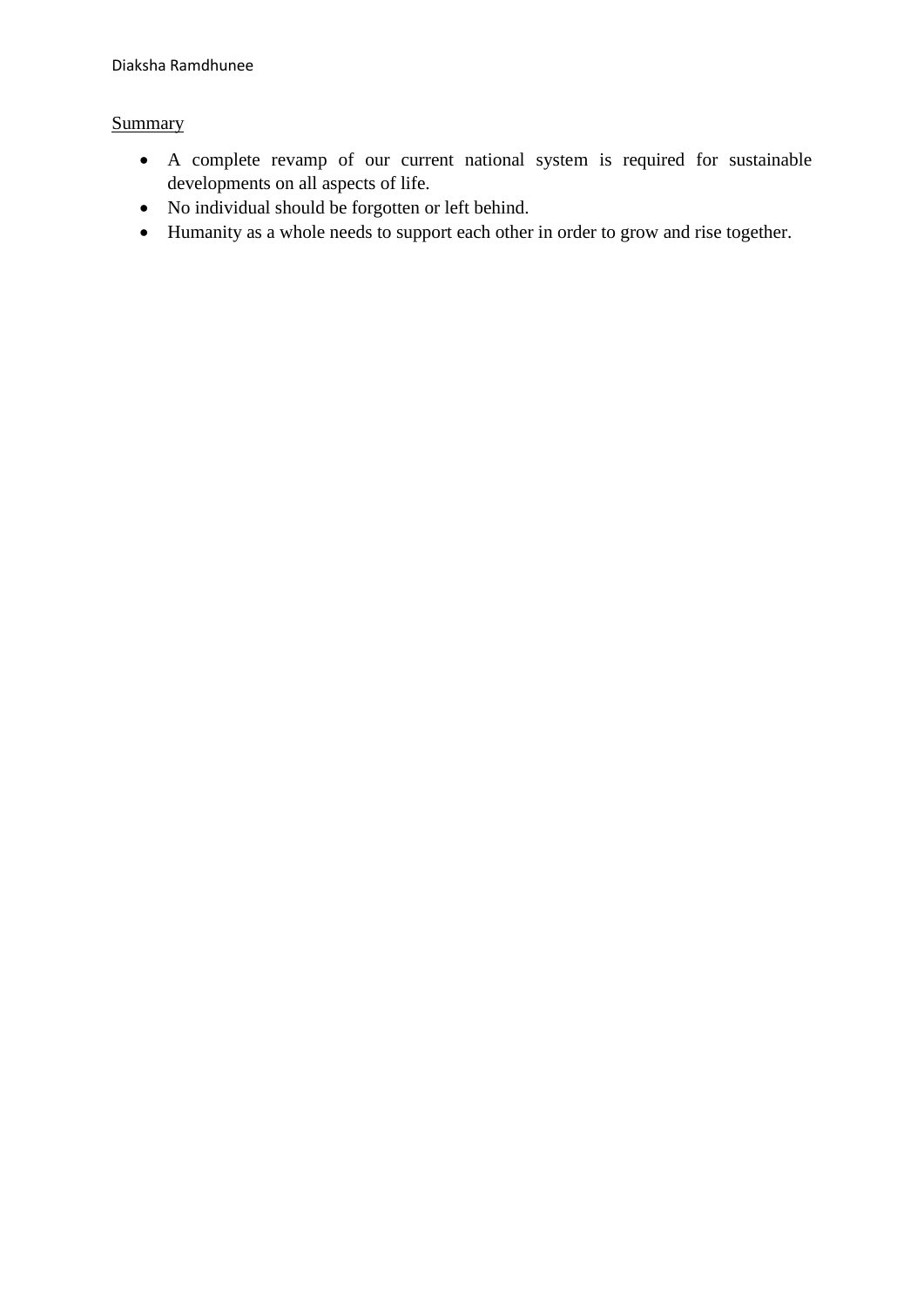Summary

- A complete revamp of our current national system is required for sustainable developments on all aspects of life.
- No individual should be forgotten or left behind.
- Humanity as a whole needs to support each other in order to grow and rise together.